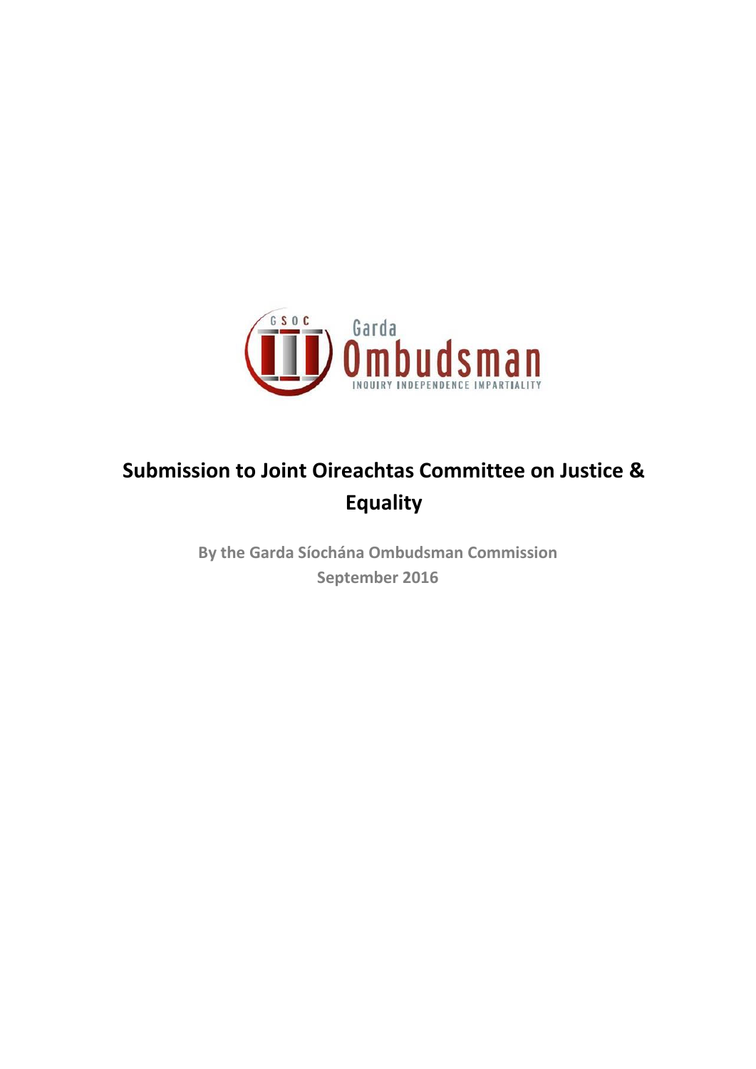# Submission to Joint Oireachtas Committee on Justice & Equality

**By the Garda Síochána Ombudsman Commission**
**September 2016**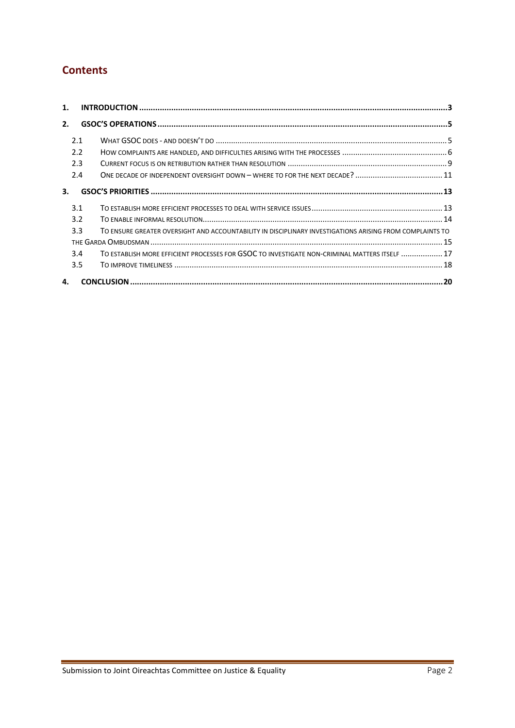## Contents

1. **INTRODUCTION** ..... 3
2. **GSOC'S OPERATIONS** ..... 5
   - 2.1 WHAT GSOC DOES - AND DOESN'T DO ..... 5
   - 2.2 HOW COMPLAINTS ARE HANDLED, AND DIFFICULTIES ARISING WITH THE PROCESSES ..... 6
   - 2.3 CURRENT FOCUS IS ON RETRIBUTION RATHER THAN RESOLUTION ..... 9
   - 2.4 ONE DECADE OF INDEPENDENT OVERSIGHT DOWN – WHERE TO FOR THE NEXT DECADE? ..... 11
3. **GSOC'S PRIORITIES** ..... 13
   - 3.1 TO ESTABLISH MORE EFFICIENT PROCESSES TO DEAL WITH SERVICE ISSUES ..... 13
   - 3.2 TO ENABLE INFORMAL RESOLUTION ..... 14
   - 3.3 TO ENSURE GREATER OVERSIGHT AND ACCOUNTABILITY IN DISCIPLINARY INVESTIGATIONS ARISING FROM COMPLAINTS TO THE GARDA OMBUDSMAN ..... 15
   - 3.4 TO ESTABLISH MORE EFFICIENT PROCESSES FOR GSOC TO INVESTIGATE NON-CRIMINAL MATTERS ITSELF ..... 17
   - 3.5 TO IMPROVE TIMELINESS ..... 18
4. **CONCLUSION** ..... 20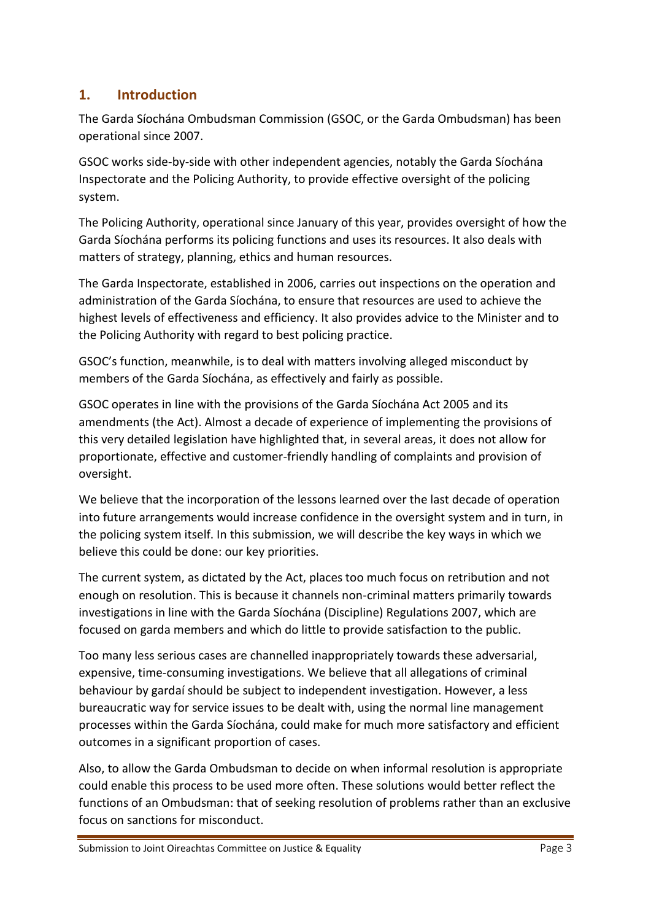## 1. Introduction

The Garda Síochána Ombudsman Commission (GSOC, or the Garda Ombudsman) has been operational since 2007.

GSOC works side-by-side with other independent agencies, notably the Garda Síochána Inspectorate and the Policing Authority, to provide effective oversight of the policing system.

The Policing Authority, operational since January of this year, provides oversight of how the Garda Síochána performs its policing functions and uses its resources. It also deals with matters of strategy, planning, ethics and human resources.

The Garda Inspectorate, established in 2006, carries out inspections on the operation and administration of the Garda Síochána, to ensure that resources are used to achieve the highest levels of effectiveness and efficiency. It also provides advice to the Minister and to the Policing Authority with regard to best policing practice.

GSOC's function, meanwhile, is to deal with matters involving alleged misconduct by members of the Garda Síochána, as effectively and fairly as possible.

GSOC operates in line with the provisions of the Garda Síochána Act 2005 and its amendments (the Act). Almost a decade of experience of implementing the provisions of this very detailed legislation have highlighted that, in several areas, it does not allow for proportionate, effective and customer-friendly handling of complaints and provision of oversight.

We believe that the incorporation of the lessons learned over the last decade of operation into future arrangements would increase confidence in the oversight system and in turn, in the policing system itself. In this submission, we will describe the key ways in which we believe this could be done: our key priorities.

The current system, as dictated by the Act, places too much focus on retribution and not enough on resolution. This is because it channels non-criminal matters primarily towards investigations in line with the Garda Síochána (Discipline) Regulations 2007, which are focused on garda members and which do little to provide satisfaction to the public.

Too many less serious cases are channelled inappropriately towards these adversarial, expensive, time-consuming investigations. We believe that all allegations of criminal behaviour by gardaí should be subject to independent investigation. However, a less bureaucratic way for service issues to be dealt with, using the normal line management processes within the Garda Síochána, could make for much more satisfactory and efficient outcomes in a significant proportion of cases.

Also, to allow the Garda Ombudsman to decide on when informal resolution is appropriate could enable this process to be used more often. These solutions would better reflect the functions of an Ombudsman: that of seeking resolution of problems rather than an exclusive focus on sanctions for misconduct.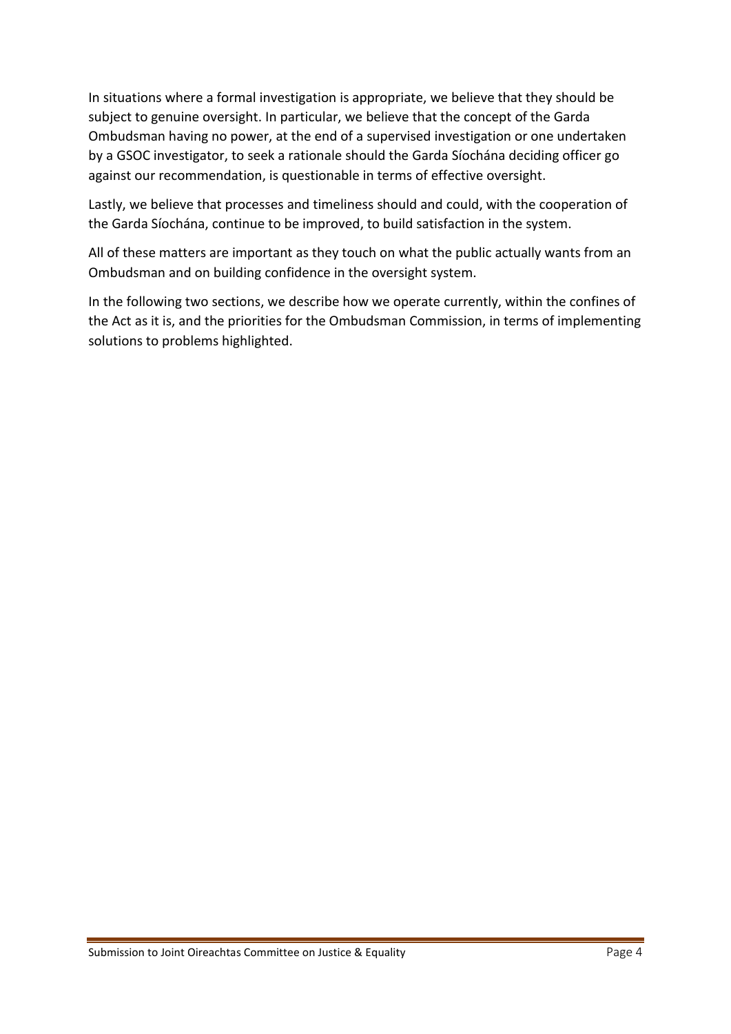In situations where a formal investigation is appropriate, we believe that they should be subject to genuine oversight. In particular, we believe that the concept of the Garda Ombudsman having no power, at the end of a supervised investigation or one undertaken by a GSOC investigator, to seek a rationale should the Garda Síochána deciding officer go against our recommendation, is questionable in terms of effective oversight.

Lastly, we believe that processes and timeliness should and could, with the cooperation of the Garda Síochána, continue to be improved, to build satisfaction in the system.

All of these matters are important as they touch on what the public actually wants from an Ombudsman and on building confidence in the oversight system.

In the following two sections, we describe how we operate currently, within the confines of the Act as it is, and the priorities for the Ombudsman Commission, in terms of implementing solutions to problems highlighted.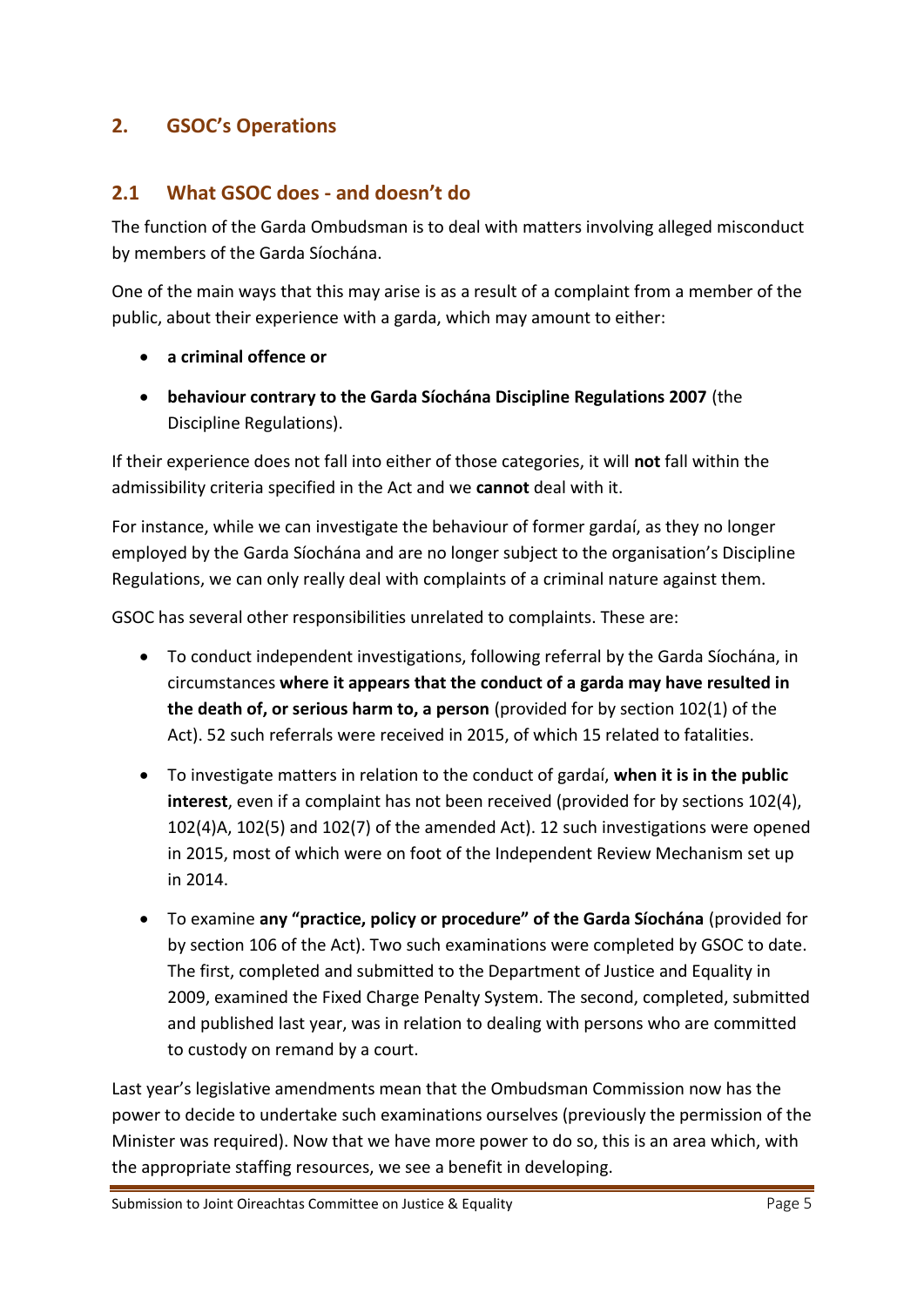## 2. GSOC's Operations

### 2.1 What GSOC does - and doesn't do

The function of the Garda Ombudsman is to deal with matters involving alleged misconduct by members of the Garda Síochána.

One of the main ways that this may arise is as a result of a complaint from a member of the public, about their experience with a garda, which may amount to either:

- **a criminal offence or**
- **behaviour contrary to the Garda Síochána Discipline Regulations 2007** (the Discipline Regulations).

If their experience does not fall into either of those categories, it will **not** fall within the admissibility criteria specified in the Act and we **cannot** deal with it.

For instance, while we can investigate the behaviour of former gardaí, as they no longer employed by the Garda Síochána and are no longer subject to the organisation's Discipline Regulations, we can only really deal with complaints of a criminal nature against them.

GSOC has several other responsibilities unrelated to complaints. These are:

- To conduct independent investigations, following referral by the Garda Síochána, in circumstances **where it appears that the conduct of a garda may have resulted in the death of, or serious harm to, a person** (provided for by section 102(1) of the Act). 52 such referrals were received in 2015, of which 15 related to fatalities.
- To investigate matters in relation to the conduct of gardaí, **when it is in the public interest**, even if a complaint has not been received (provided for by sections 102(4), 102(4)A, 102(5) and 102(7) of the amended Act). 12 such investigations were opened in 2015, most of which were on foot of the Independent Review Mechanism set up in 2014.
- To examine **any "practice, policy or procedure" of the Garda Síochána** (provided for by section 106 of the Act). Two such examinations were completed by GSOC to date. The first, completed and submitted to the Department of Justice and Equality in 2009, examined the Fixed Charge Penalty System. The second, completed, submitted and published last year, was in relation to dealing with persons who are committed to custody on remand by a court.

Last year's legislative amendments mean that the Ombudsman Commission now has the power to decide to undertake such examinations ourselves (previously the permission of the Minister was required). Now that we have more power to do so, this is an area which, with the appropriate staffing resources, we see a benefit in developing.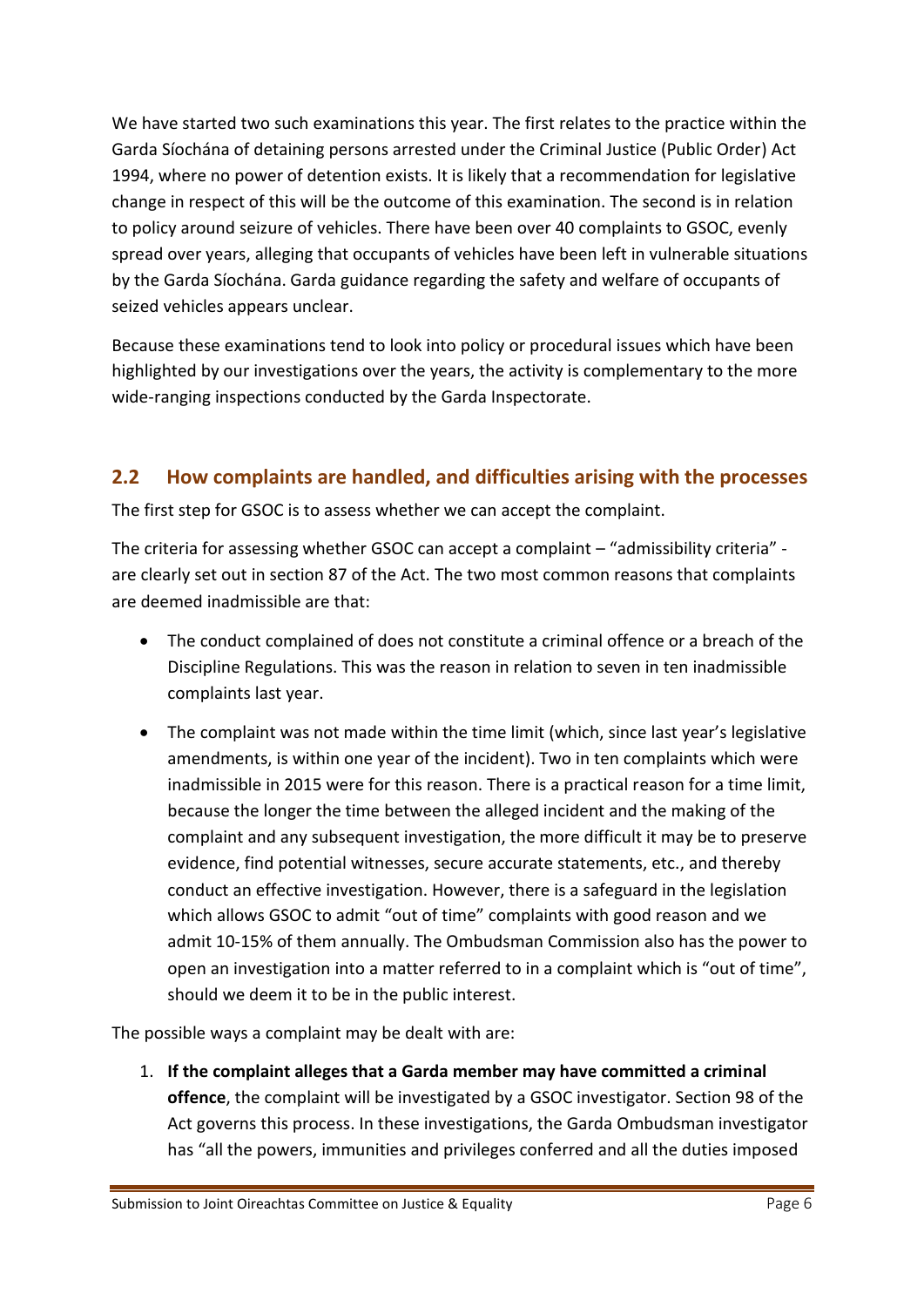We have started two such examinations this year. The first relates to the practice within the Garda Síochána of detaining persons arrested under the Criminal Justice (Public Order) Act 1994, where no power of detention exists. It is likely that a recommendation for legislative change in respect of this will be the outcome of this examination. The second is in relation to policy around seizure of vehicles. There have been over 40 complaints to GSOC, evenly spread over years, alleging that occupants of vehicles have been left in vulnerable situations by the Garda Síochána. Garda guidance regarding the safety and welfare of occupants of seized vehicles appears unclear.

Because these examinations tend to look into policy or procedural issues which have been highlighted by our investigations over the years, the activity is complementary to the more wide-ranging inspections conducted by the Garda Inspectorate.

## 2.2 How complaints are handled, and difficulties arising with the processes

The first step for GSOC is to assess whether we can accept the complaint.

The criteria for assessing whether GSOC can accept a complaint – "admissibility criteria" - are clearly set out in section 87 of the Act. The two most common reasons that complaints are deemed inadmissible are that:

- The conduct complained of does not constitute a criminal offence or a breach of the Discipline Regulations. This was the reason in relation to seven in ten inadmissible complaints last year.
- The complaint was not made within the time limit (which, since last year's legislative amendments, is within one year of the incident). Two in ten complaints which were inadmissible in 2015 were for this reason. There is a practical reason for a time limit, because the longer the time between the alleged incident and the making of the complaint and any subsequent investigation, the more difficult it may be to preserve evidence, find potential witnesses, secure accurate statements, etc., and thereby conduct an effective investigation. However, there is a safeguard in the legislation which allows GSOC to admit "out of time" complaints with good reason and we admit 10-15% of them annually. The Ombudsman Commission also has the power to open an investigation into a matter referred to in a complaint which is "out of time", should we deem it to be in the public interest.

The possible ways a complaint may be dealt with are:

1. **If the complaint alleges that a Garda member may have committed a criminal offence**, the complaint will be investigated by a GSOC investigator. Section 98 of the Act governs this process. In these investigations, the Garda Ombudsman investigator has "all the powers, immunities and privileges conferred and all the duties imposed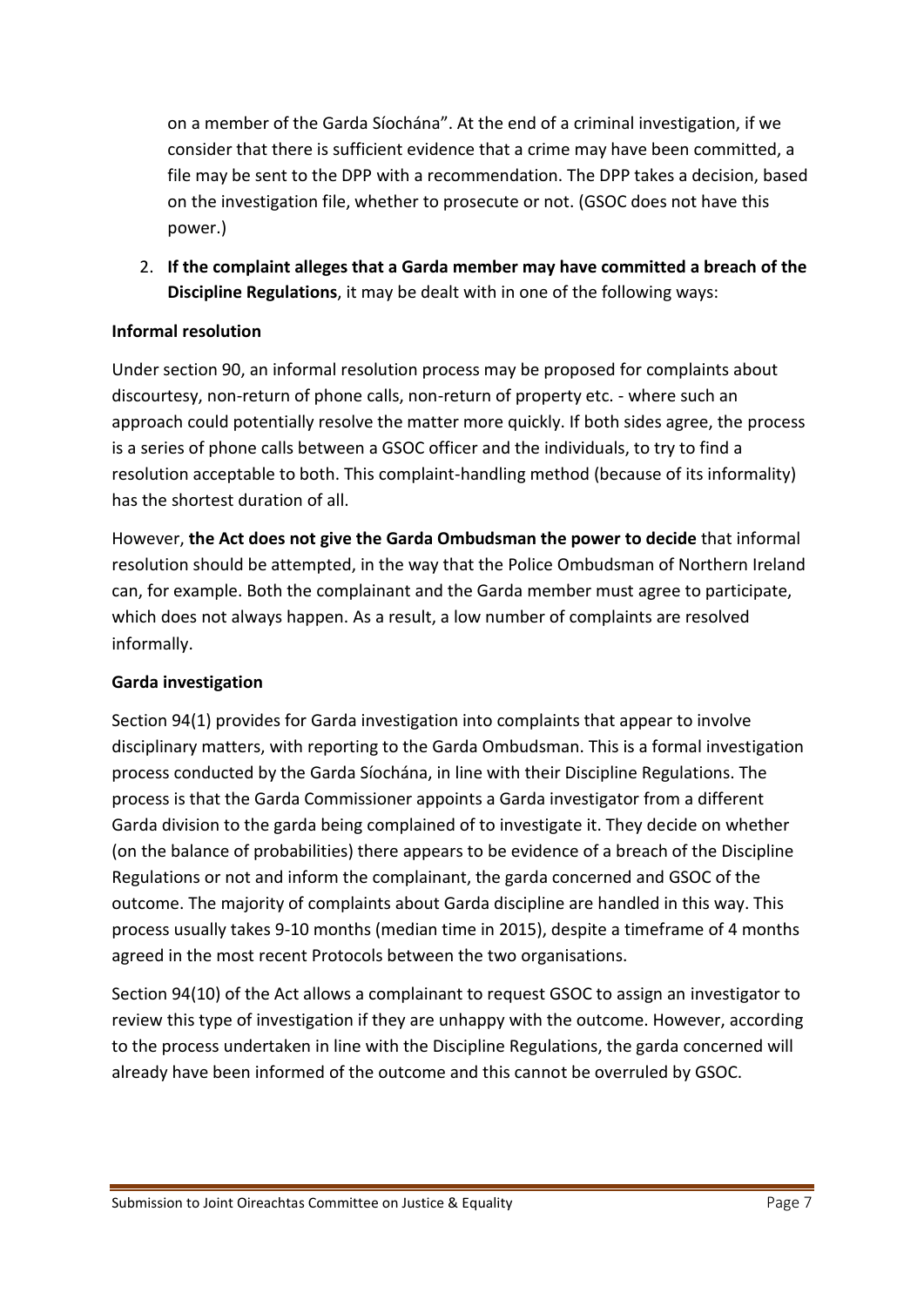on a member of the Garda Síochána". At the end of a criminal investigation, if we consider that there is sufficient evidence that a crime may have been committed, a file may be sent to the DPP with a recommendation. The DPP takes a decision, based on the investigation file, whether to prosecute or not. (GSOC does not have this power.)

2. **If the complaint alleges that a Garda member may have committed a breach of the Discipline Regulations**, it may be dealt with in one of the following ways:

**Informal resolution**

Under section 90, an informal resolution process may be proposed for complaints about discourtesy, non-return of phone calls, non-return of property etc. - where such an approach could potentially resolve the matter more quickly. If both sides agree, the process is a series of phone calls between a GSOC officer and the individuals, to try to find a resolution acceptable to both. This complaint-handling method (because of its informality) has the shortest duration of all.

However, **the Act does not give the Garda Ombudsman the power to decide** that informal resolution should be attempted, in the way that the Police Ombudsman of Northern Ireland can, for example. Both the complainant and the Garda member must agree to participate, which does not always happen. As a result, a low number of complaints are resolved informally.

**Garda investigation**

Section 94(1) provides for Garda investigation into complaints that appear to involve disciplinary matters, with reporting to the Garda Ombudsman. This is a formal investigation process conducted by the Garda Síochána, in line with their Discipline Regulations. The process is that the Garda Commissioner appoints a Garda investigator from a different Garda division to the garda being complained of to investigate it. They decide on whether (on the balance of probabilities) there appears to be evidence of a breach of the Discipline Regulations or not and inform the complainant, the garda concerned and GSOC of the outcome. The majority of complaints about Garda discipline are handled in this way. This process usually takes 9-10 months (median time in 2015), despite a timeframe of 4 months agreed in the most recent Protocols between the two organisations.

Section 94(10) of the Act allows a complainant to request GSOC to assign an investigator to review this type of investigation if they are unhappy with the outcome. However, according to the process undertaken in line with the Discipline Regulations, the garda concerned will already have been informed of the outcome and this cannot be overruled by GSOC.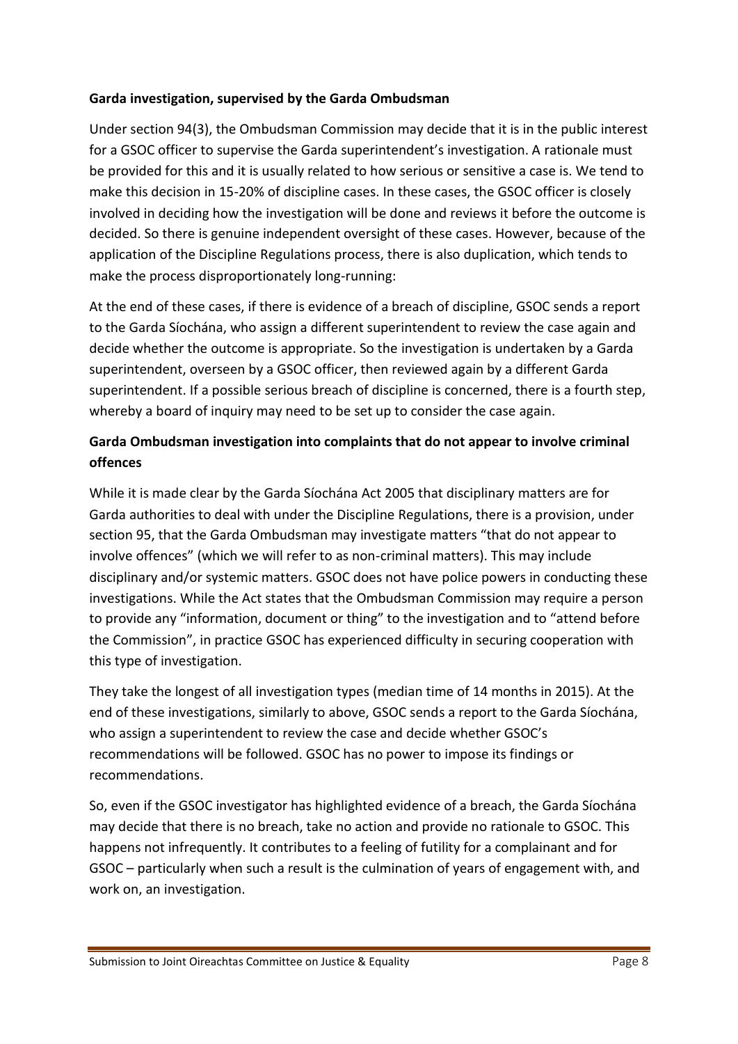**Garda investigation, supervised by the Garda Ombudsman**

Under section 94(3), the Ombudsman Commission may decide that it is in the public interest for a GSOC officer to supervise the Garda superintendent's investigation. A rationale must be provided for this and it is usually related to how serious or sensitive a case is. We tend to make this decision in 15-20% of discipline cases. In these cases, the GSOC officer is closely involved in deciding how the investigation will be done and reviews it before the outcome is decided. So there is genuine independent oversight of these cases. However, because of the application of the Discipline Regulations process, there is also duplication, which tends to make the process disproportionately long-running:

At the end of these cases, if there is evidence of a breach of discipline, GSOC sends a report to the Garda Síochána, who assign a different superintendent to review the case again and decide whether the outcome is appropriate. So the investigation is undertaken by a Garda superintendent, overseen by a GSOC officer, then reviewed again by a different Garda superintendent. If a possible serious breach of discipline is concerned, there is a fourth step, whereby a board of inquiry may need to be set up to consider the case again.

**Garda Ombudsman investigation into complaints that do not appear to involve criminal offences**

While it is made clear by the Garda Síochána Act 2005 that disciplinary matters are for Garda authorities to deal with under the Discipline Regulations, there is a provision, under section 95, that the Garda Ombudsman may investigate matters "that do not appear to involve offences" (which we will refer to as non-criminal matters). This may include disciplinary and/or systemic matters. GSOC does not have police powers in conducting these investigations. While the Act states that the Ombudsman Commission may require a person to provide any "information, document or thing" to the investigation and to "attend before the Commission", in practice GSOC has experienced difficulty in securing cooperation with this type of investigation.

They take the longest of all investigation types (median time of 14 months in 2015). At the end of these investigations, similarly to above, GSOC sends a report to the Garda Síochána, who assign a superintendent to review the case and decide whether GSOC's recommendations will be followed. GSOC has no power to impose its findings or recommendations.

So, even if the GSOC investigator has highlighted evidence of a breach, the Garda Síochána may decide that there is no breach, take no action and provide no rationale to GSOC. This happens not infrequently. It contributes to a feeling of futility for a complainant and for GSOC – particularly when such a result is the culmination of years of engagement with, and work on, an investigation.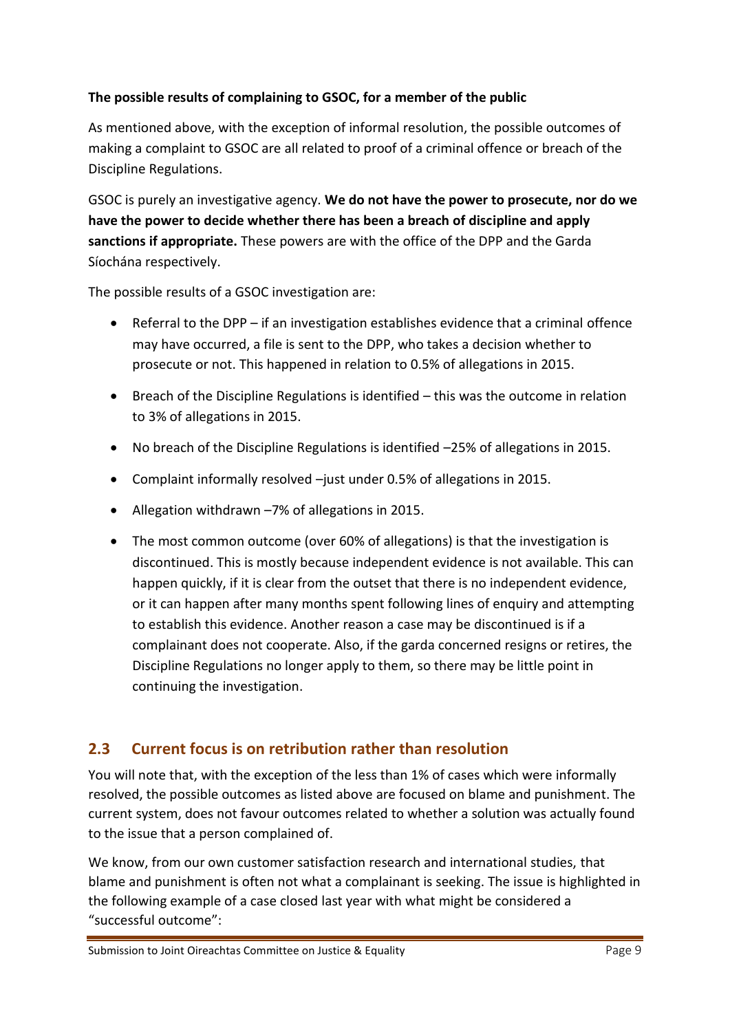**The possible results of complaining to GSOC, for a member of the public**

As mentioned above, with the exception of informal resolution, the possible outcomes of making a complaint to GSOC are all related to proof of a criminal offence or breach of the Discipline Regulations.

GSOC is purely an investigative agency. **We do not have the power to prosecute, nor do we have the power to decide whether there has been a breach of discipline and apply sanctions if appropriate.** These powers are with the office of the DPP and the Garda Síochána respectively.

The possible results of a GSOC investigation are:

- Referral to the DPP – if an investigation establishes evidence that a criminal offence may have occurred, a file is sent to the DPP, who takes a decision whether to prosecute or not. This happened in relation to 0.5% of allegations in 2015.
- Breach of the Discipline Regulations is identified – this was the outcome in relation to 3% of allegations in 2015.
- No breach of the Discipline Regulations is identified –25% of allegations in 2015.
- Complaint informally resolved –just under 0.5% of allegations in 2015.
- Allegation withdrawn –7% of allegations in 2015.
- The most common outcome (over 60% of allegations) is that the investigation is discontinued. This is mostly because independent evidence is not available. This can happen quickly, if it is clear from the outset that there is no independent evidence, or it can happen after many months spent following lines of enquiry and attempting to establish this evidence. Another reason a case may be discontinued is if a complainant does not cooperate. Also, if the garda concerned resigns or retires, the Discipline Regulations no longer apply to them, so there may be little point in continuing the investigation.

## 2.3 Current focus is on retribution rather than resolution

You will note that, with the exception of the less than 1% of cases which were informally resolved, the possible outcomes as listed above are focused on blame and punishment. The current system, does not favour outcomes related to whether a solution was actually found to the issue that a person complained of.

We know, from our own customer satisfaction research and international studies, that blame and punishment is often not what a complainant is seeking. The issue is highlighted in the following example of a case closed last year with what might be considered a "successful outcome":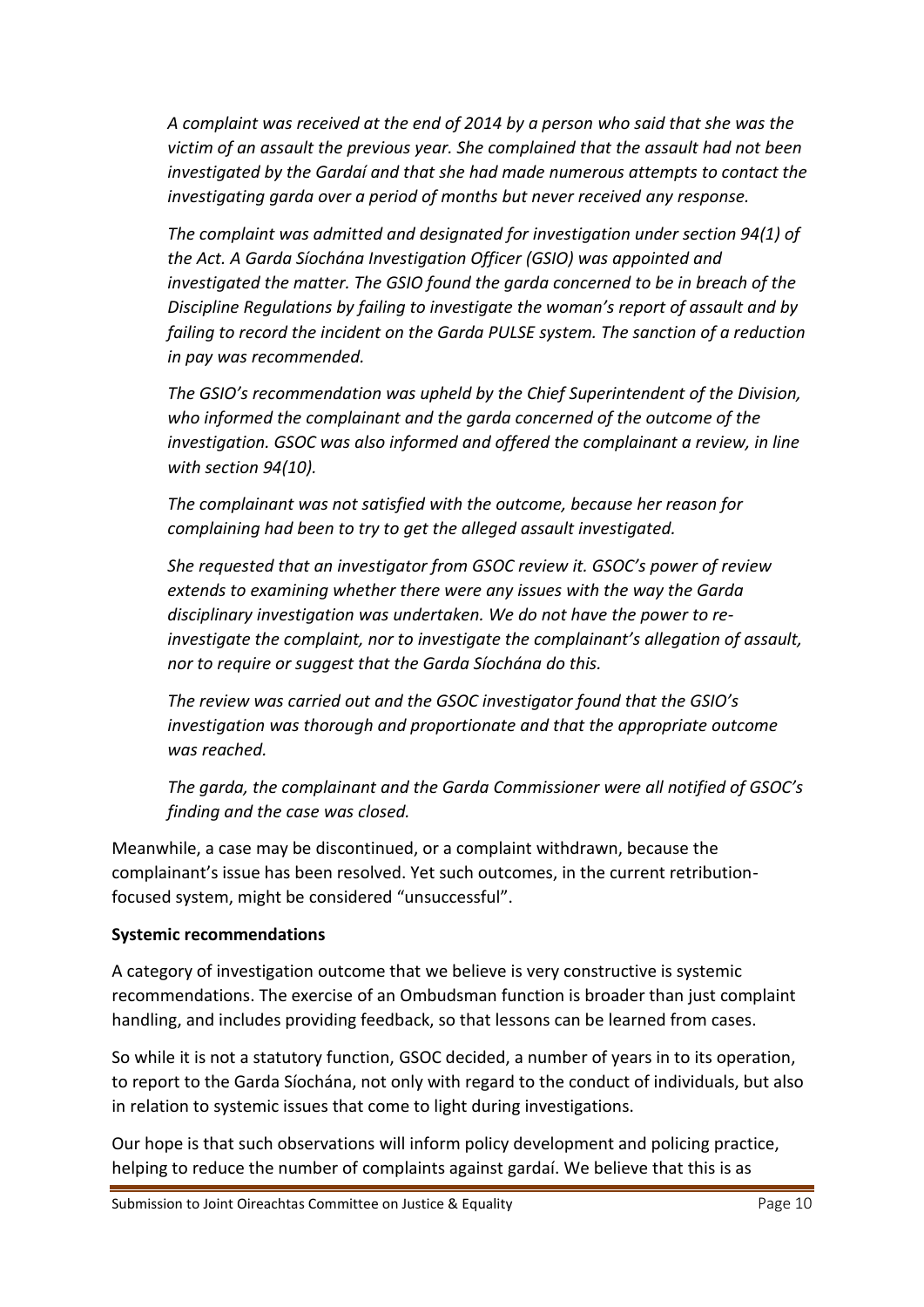*A complaint was received at the end of 2014 by a person who said that she was the victim of an assault the previous year. She complained that the assault had not been investigated by the Gardaí and that she had made numerous attempts to contact the investigating garda over a period of months but never received any response.*

*The complaint was admitted and designated for investigation under section 94(1) of the Act. A Garda Síochána Investigation Officer (GSIO) was appointed and investigated the matter. The GSIO found the garda concerned to be in breach of the Discipline Regulations by failing to investigate the woman's report of assault and by failing to record the incident on the Garda PULSE system. The sanction of a reduction in pay was recommended.*

*The GSIO's recommendation was upheld by the Chief Superintendent of the Division, who informed the complainant and the garda concerned of the outcome of the investigation. GSOC was also informed and offered the complainant a review, in line with section 94(10).*

*The complainant was not satisfied with the outcome, because her reason for complaining had been to try to get the alleged assault investigated.*

*She requested that an investigator from GSOC review it. GSOC's power of review extends to examining whether there were any issues with the way the Garda disciplinary investigation was undertaken. We do not have the power to re-investigate the complaint, nor to investigate the complainant's allegation of assault, nor to require or suggest that the Garda Síochána do this.*

*The review was carried out and the GSOC investigator found that the GSIO's investigation was thorough and proportionate and that the appropriate outcome was reached.*

*The garda, the complainant and the Garda Commissioner were all notified of GSOC's finding and the case was closed.*

Meanwhile, a case may be discontinued, or a complaint withdrawn, because the complainant's issue has been resolved. Yet such outcomes, in the current retribution-focused system, might be considered "unsuccessful".

**Systemic recommendations**

A category of investigation outcome that we believe is very constructive is systemic recommendations. The exercise of an Ombudsman function is broader than just complaint handling, and includes providing feedback, so that lessons can be learned from cases.

So while it is not a statutory function, GSOC decided, a number of years in to its operation, to report to the Garda Síochána, not only with regard to the conduct of individuals, but also in relation to systemic issues that come to light during investigations.

Our hope is that such observations will inform policy development and policing practice, helping to reduce the number of complaints against gardaí. We believe that this is as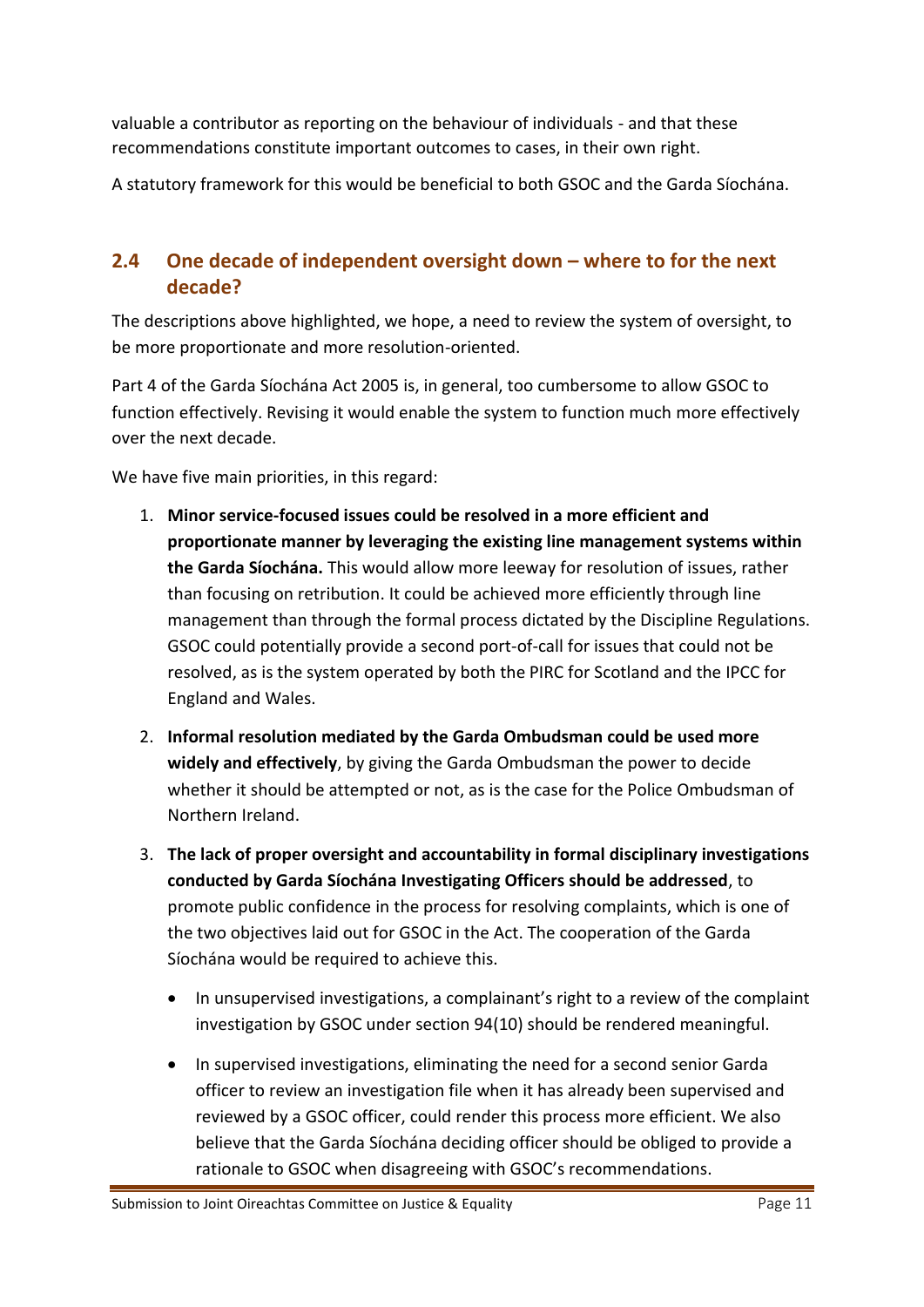valuable a contributor as reporting on the behaviour of individuals - and that these recommendations constitute important outcomes to cases, in their own right.

A statutory framework for this would be beneficial to both GSOC and the Garda Síochána.

## 2.4 One decade of independent oversight down – where to for the next decade?

The descriptions above highlighted, we hope, a need to review the system of oversight, to be more proportionate and more resolution-oriented.

Part 4 of the Garda Síochána Act 2005 is, in general, too cumbersome to allow GSOC to function effectively. Revising it would enable the system to function much more effectively over the next decade.

We have five main priorities, in this regard:

1. **Minor service-focused issues could be resolved in a more efficient and proportionate manner by leveraging the existing line management systems within the Garda Síochána.** This would allow more leeway for resolution of issues, rather than focusing on retribution. It could be achieved more efficiently through line management than through the formal process dictated by the Discipline Regulations. GSOC could potentially provide a second port-of-call for issues that could not be resolved, as is the system operated by both the PIRC for Scotland and the IPCC for England and Wales.
2. **Informal resolution mediated by the Garda Ombudsman could be used more widely and effectively**, by giving the Garda Ombudsman the power to decide whether it should be attempted or not, as is the case for the Police Ombudsman of Northern Ireland.
3. **The lack of proper oversight and accountability in formal disciplinary investigations conducted by Garda Síochána Investigating Officers should be addressed**, to promote public confidence in the process for resolving complaints, which is one of the two objectives laid out for GSOC in the Act. The cooperation of the Garda Síochána would be required to achieve this.
    - In unsupervised investigations, a complainant's right to a review of the complaint investigation by GSOC under section 94(10) should be rendered meaningful.
    - In supervised investigations, eliminating the need for a second senior Garda officer to review an investigation file when it has already been supervised and reviewed by a GSOC officer, could render this process more efficient. We also believe that the Garda Síochána deciding officer should be obliged to provide a rationale to GSOC when disagreeing with GSOC's recommendations.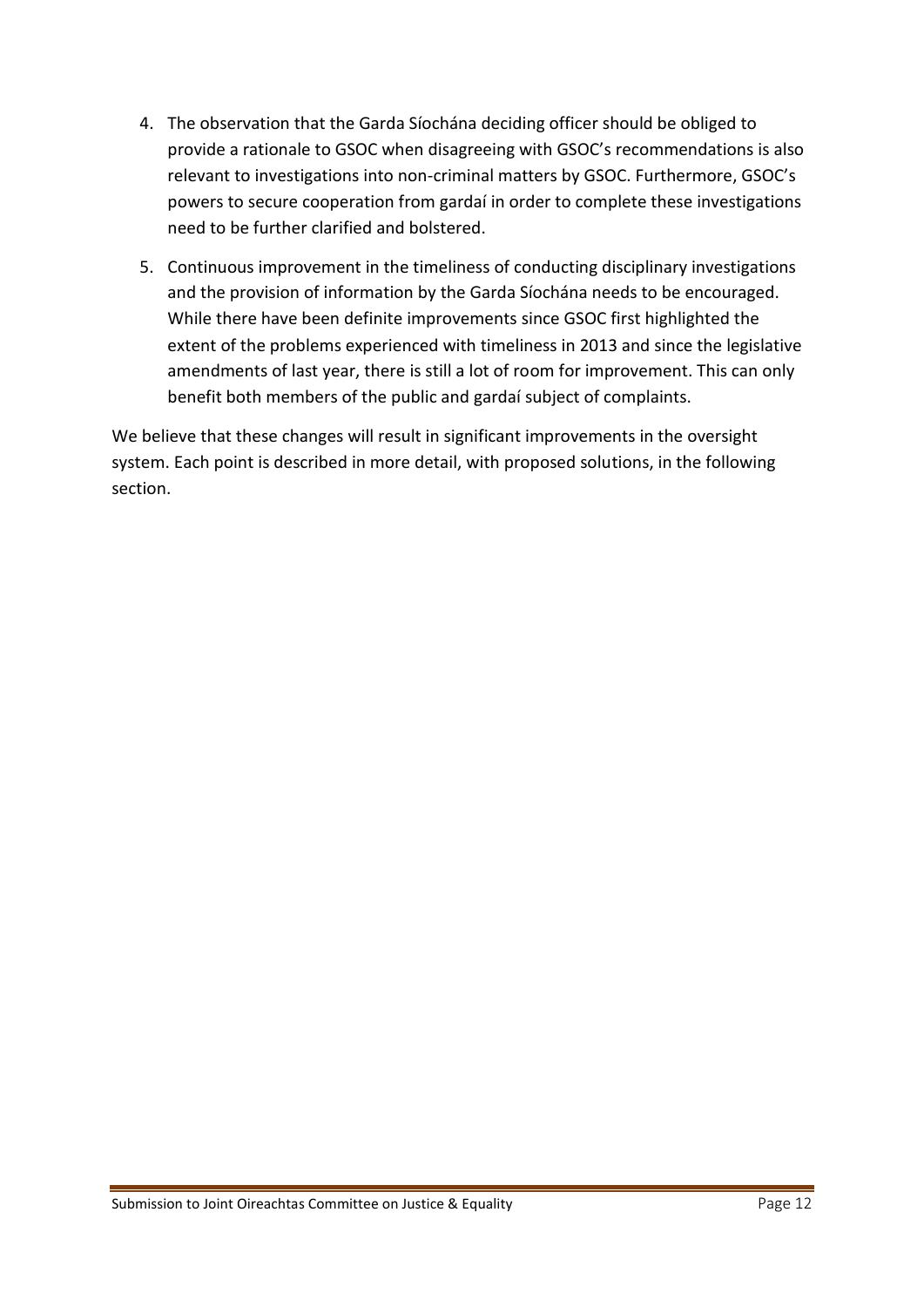4. The observation that the Garda Síochána deciding officer should be obliged to provide a rationale to GSOC when disagreeing with GSOC's recommendations is also relevant to investigations into non-criminal matters by GSOC. Furthermore, GSOC's powers to secure cooperation from gardaí in order to complete these investigations need to be further clarified and bolstered.

5. Continuous improvement in the timeliness of conducting disciplinary investigations and the provision of information by the Garda Síochána needs to be encouraged. While there have been definite improvements since GSOC first highlighted the extent of the problems experienced with timeliness in 2013 and since the legislative amendments of last year, there is still a lot of room for improvement. This can only benefit both members of the public and gardaí subject of complaints.

We believe that these changes will result in significant improvements in the oversight system. Each point is described in more detail, with proposed solutions, in the following section.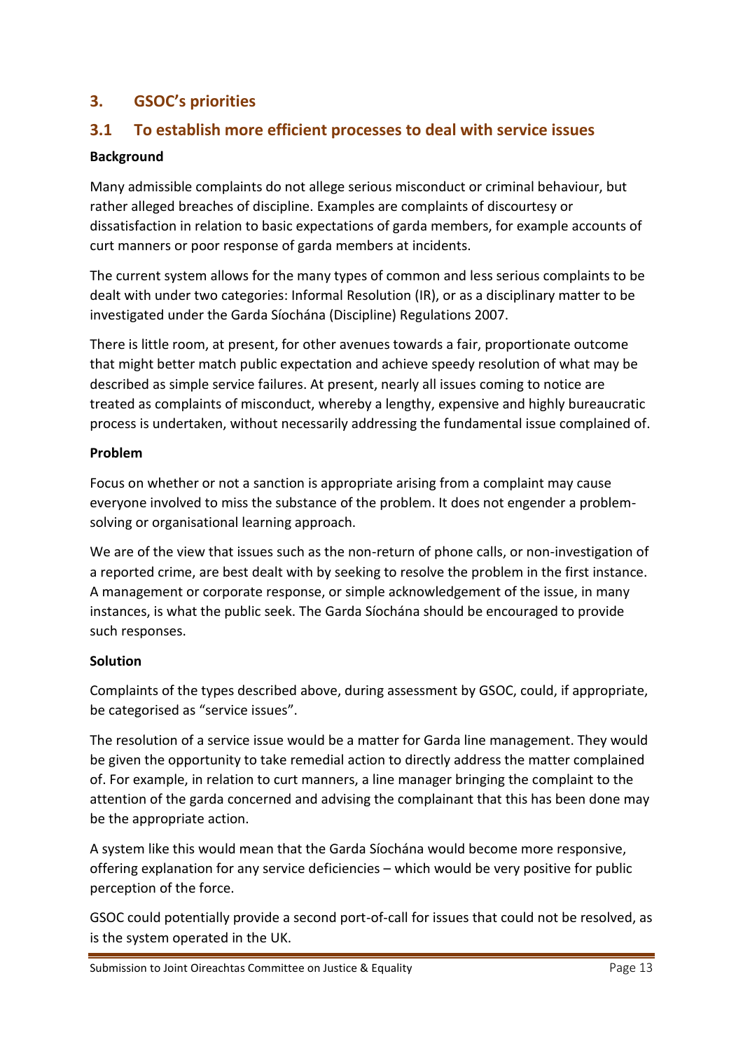## 3. GSOC's priorities

### 3.1 To establish more efficient processes to deal with service issues

**Background**

Many admissible complaints do not allege serious misconduct or criminal behaviour, but rather alleged breaches of discipline. Examples are complaints of discourtesy or dissatisfaction in relation to basic expectations of garda members, for example accounts of curt manners or poor response of garda members at incidents.

The current system allows for the many types of common and less serious complaints to be dealt with under two categories: Informal Resolution (IR), or as a disciplinary matter to be investigated under the Garda Síochána (Discipline) Regulations 2007.

There is little room, at present, for other avenues towards a fair, proportionate outcome that might better match public expectation and achieve speedy resolution of what may be described as simple service failures. At present, nearly all issues coming to notice are treated as complaints of misconduct, whereby a lengthy, expensive and highly bureaucratic process is undertaken, without necessarily addressing the fundamental issue complained of.

**Problem**

Focus on whether or not a sanction is appropriate arising from a complaint may cause everyone involved to miss the substance of the problem. It does not engender a problem-solving or organisational learning approach.

We are of the view that issues such as the non-return of phone calls, or non-investigation of a reported crime, are best dealt with by seeking to resolve the problem in the first instance. A management or corporate response, or simple acknowledgement of the issue, in many instances, is what the public seek. The Garda Síochána should be encouraged to provide such responses.

**Solution**

Complaints of the types described above, during assessment by GSOC, could, if appropriate, be categorised as "service issues".

The resolution of a service issue would be a matter for Garda line management. They would be given the opportunity to take remedial action to directly address the matter complained of. For example, in relation to curt manners, a line manager bringing the complaint to the attention of the garda concerned and advising the complainant that this has been done may be the appropriate action.

A system like this would mean that the Garda Síochána would become more responsive, offering explanation for any service deficiencies – which would be very positive for public perception of the force.

GSOC could potentially provide a second port-of-call for issues that could not be resolved, as is the system operated in the UK.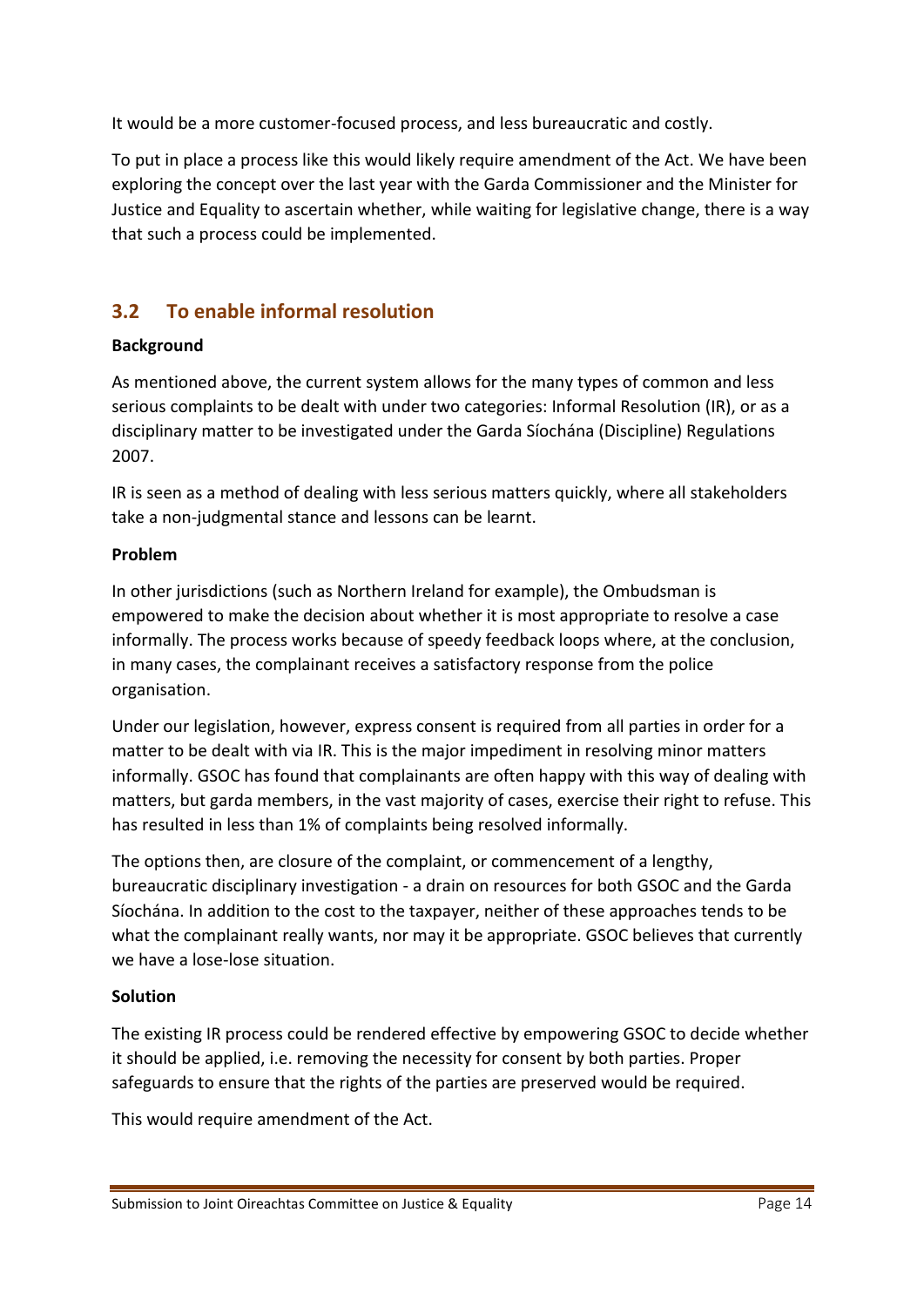It would be a more customer-focused process, and less bureaucratic and costly.

To put in place a process like this would likely require amendment of the Act. We have been exploring the concept over the last year with the Garda Commissioner and the Minister for Justice and Equality to ascertain whether, while waiting for legislative change, there is a way that such a process could be implemented.

## 3.2 To enable informal resolution

**Background**

As mentioned above, the current system allows for the many types of common and less serious complaints to be dealt with under two categories: Informal Resolution (IR), or as a disciplinary matter to be investigated under the Garda Síochána (Discipline) Regulations 2007.

IR is seen as a method of dealing with less serious matters quickly, where all stakeholders take a non-judgmental stance and lessons can be learnt.

**Problem**

In other jurisdictions (such as Northern Ireland for example), the Ombudsman is empowered to make the decision about whether it is most appropriate to resolve a case informally. The process works because of speedy feedback loops where, at the conclusion, in many cases, the complainant receives a satisfactory response from the police organisation.

Under our legislation, however, express consent is required from all parties in order for a matter to be dealt with via IR. This is the major impediment in resolving minor matters informally. GSOC has found that complainants are often happy with this way of dealing with matters, but garda members, in the vast majority of cases, exercise their right to refuse. This has resulted in less than 1% of complaints being resolved informally.

The options then, are closure of the complaint, or commencement of a lengthy, bureaucratic disciplinary investigation - a drain on resources for both GSOC and the Garda Síochána. In addition to the cost to the taxpayer, neither of these approaches tends to be what the complainant really wants, nor may it be appropriate. GSOC believes that currently we have a lose-lose situation.

**Solution**

The existing IR process could be rendered effective by empowering GSOC to decide whether it should be applied, i.e. removing the necessity for consent by both parties. Proper safeguards to ensure that the rights of the parties are preserved would be required.

This would require amendment of the Act.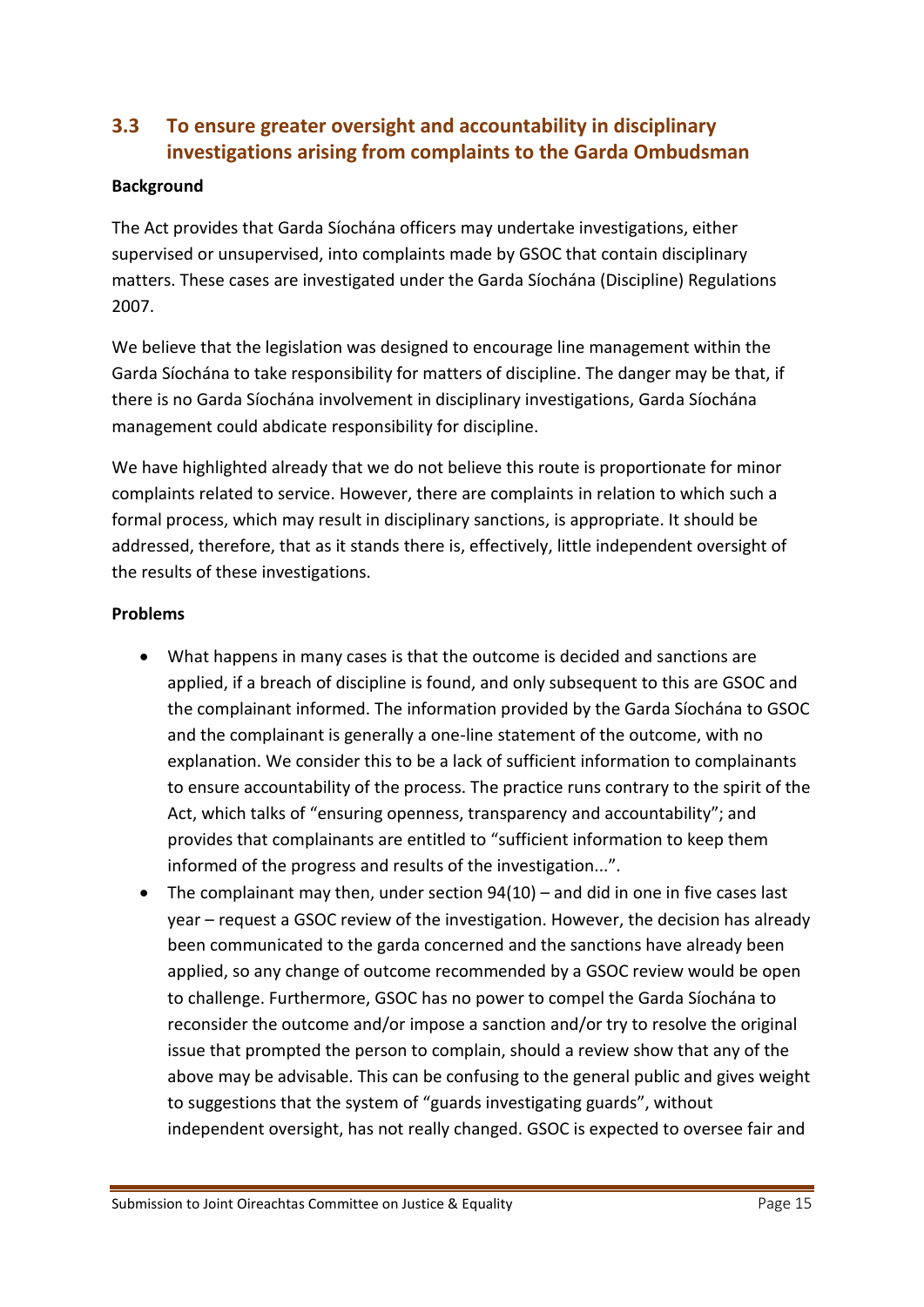## 3.3 To ensure greater oversight and accountability in disciplinary investigations arising from complaints to the Garda Ombudsman

**Background**

The Act provides that Garda Síochána officers may undertake investigations, either supervised or unsupervised, into complaints made by GSOC that contain disciplinary matters. These cases are investigated under the Garda Síochána (Discipline) Regulations 2007.

We believe that the legislation was designed to encourage line management within the Garda Síochána to take responsibility for matters of discipline. The danger may be that, if there is no Garda Síochána involvement in disciplinary investigations, Garda Síochána management could abdicate responsibility for discipline.

We have highlighted already that we do not believe this route is proportionate for minor complaints related to service. However, there are complaints in relation to which such a formal process, which may result in disciplinary sanctions, is appropriate. It should be addressed, therefore, that as it stands there is, effectively, little independent oversight of the results of these investigations.

**Problems**

- What happens in many cases is that the outcome is decided and sanctions are applied, if a breach of discipline is found, and only subsequent to this are GSOC and the complainant informed. The information provided by the Garda Síochána to GSOC and the complainant is generally a one-line statement of the outcome, with no explanation. We consider this to be a lack of sufficient information to complainants to ensure accountability of the process. The practice runs contrary to the spirit of the Act, which talks of "ensuring openness, transparency and accountability"; and provides that complainants are entitled to "sufficient information to keep them informed of the progress and results of the investigation...".
- The complainant may then, under section 94(10) – and did in one in five cases last year – request a GSOC review of the investigation. However, the decision has already been communicated to the garda concerned and the sanctions have already been applied, so any change of outcome recommended by a GSOC review would be open to challenge. Furthermore, GSOC has no power to compel the Garda Síochána to reconsider the outcome and/or impose a sanction and/or try to resolve the original issue that prompted the person to complain, should a review show that any of the above may be advisable. This can be confusing to the general public and gives weight to suggestions that the system of "guards investigating guards", without independent oversight, has not really changed. GSOC is expected to oversee fair and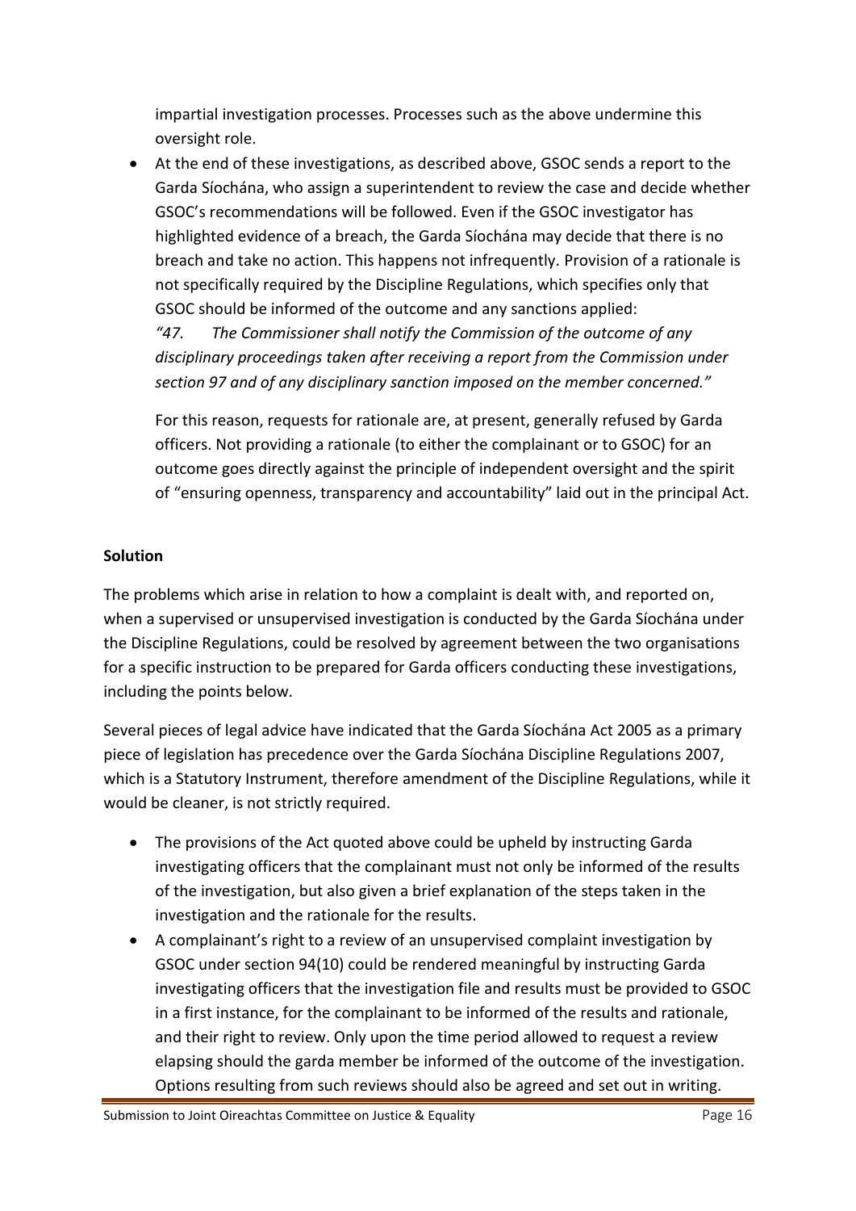impartial investigation processes. Processes such as the above undermine this oversight role.

- At the end of these investigations, as described above, GSOC sends a report to the Garda Síochána, who assign a superintendent to review the case and decide whether GSOC's recommendations will be followed. Even if the GSOC investigator has highlighted evidence of a breach, the Garda Síochána may decide that there is no breach and take no action. This happens not infrequently. Provision of a rationale is not specifically required by the Discipline Regulations, which specifies only that GSOC should be informed of the outcome and any sanctions applied:
  *"47. The Commissioner shall notify the Commission of the outcome of any disciplinary proceedings taken after receiving a report from the Commission under section 97 and of any disciplinary sanction imposed on the member concerned."*

  For this reason, requests for rationale are, at present, generally refused by Garda officers. Not providing a rationale (to either the complainant or to GSOC) for an outcome goes directly against the principle of independent oversight and the spirit of "ensuring openness, transparency and accountability" laid out in the principal Act.

**Solution**

The problems which arise in relation to how a complaint is dealt with, and reported on, when a supervised or unsupervised investigation is conducted by the Garda Síochána under the Discipline Regulations, could be resolved by agreement between the two organisations for a specific instruction to be prepared for Garda officers conducting these investigations, including the points below.

Several pieces of legal advice have indicated that the Garda Síochána Act 2005 as a primary piece of legislation has precedence over the Garda Síochána Discipline Regulations 2007, which is a Statutory Instrument, therefore amendment of the Discipline Regulations, while it would be cleaner, is not strictly required.

- The provisions of the Act quoted above could be upheld by instructing Garda investigating officers that the complainant must not only be informed of the results of the investigation, but also given a brief explanation of the steps taken in the investigation and the rationale for the results.
- A complainant's right to a review of an unsupervised complaint investigation by GSOC under section 94(10) could be rendered meaningful by instructing Garda investigating officers that the investigation file and results must be provided to GSOC in a first instance, for the complainant to be informed of the results and rationale, and their right to review. Only upon the time period allowed to request a review elapsing should the garda member be informed of the outcome of the investigation. Options resulting from such reviews should also be agreed and set out in writing.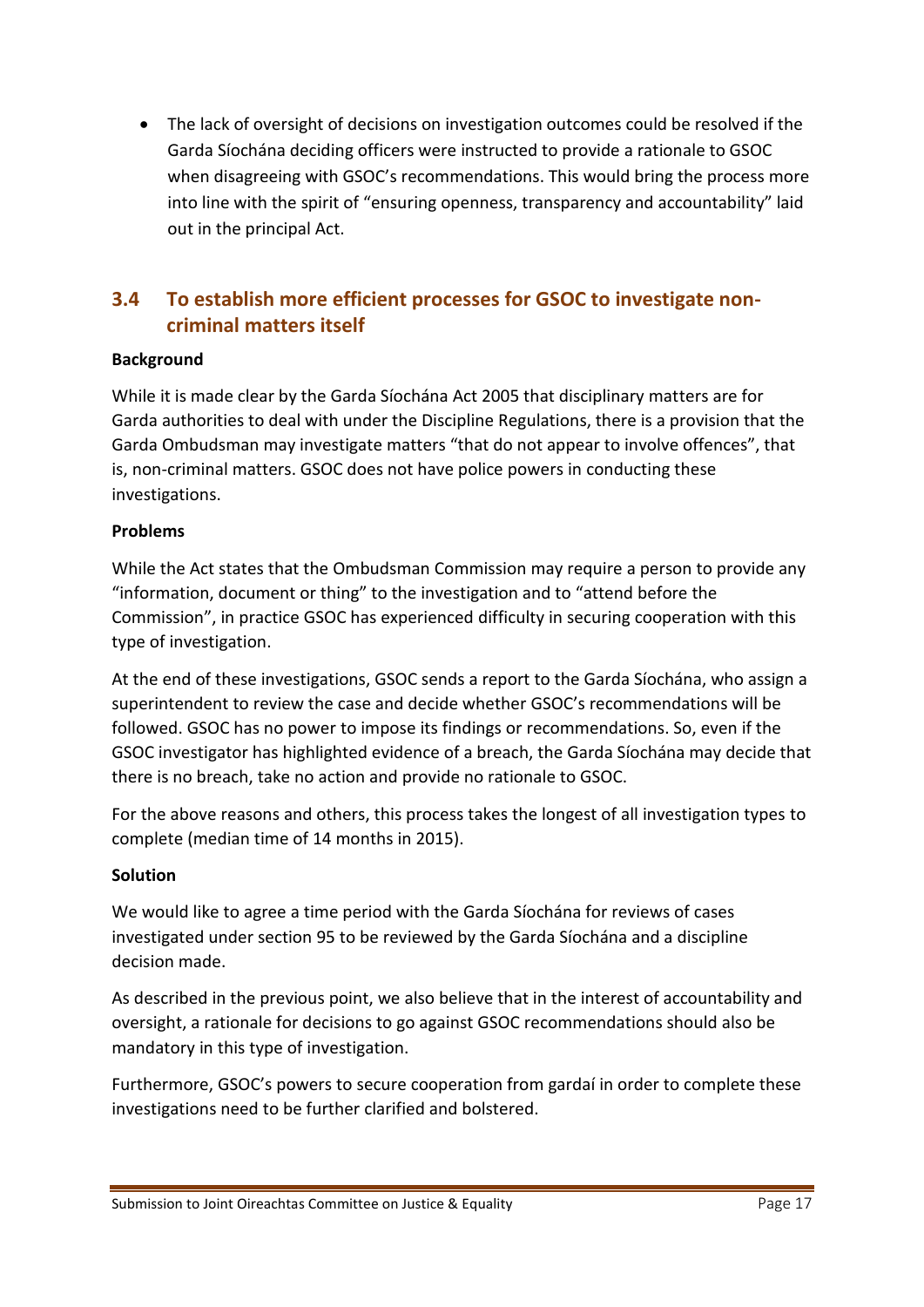- The lack of oversight of decisions on investigation outcomes could be resolved if the Garda Síochána deciding officers were instructed to provide a rationale to GSOC when disagreeing with GSOC's recommendations. This would bring the process more into line with the spirit of "ensuring openness, transparency and accountability" laid out in the principal Act.

## 3.4 To establish more efficient processes for GSOC to investigate non-criminal matters itself

**Background**

While it is made clear by the Garda Síochána Act 2005 that disciplinary matters are for Garda authorities to deal with under the Discipline Regulations, there is a provision that the Garda Ombudsman may investigate matters "that do not appear to involve offences", that is, non-criminal matters. GSOC does not have police powers in conducting these investigations.

**Problems**

While the Act states that the Ombudsman Commission may require a person to provide any "information, document or thing" to the investigation and to "attend before the Commission", in practice GSOC has experienced difficulty in securing cooperation with this type of investigation.

At the end of these investigations, GSOC sends a report to the Garda Síochána, who assign a superintendent to review the case and decide whether GSOC's recommendations will be followed. GSOC has no power to impose its findings or recommendations. So, even if the GSOC investigator has highlighted evidence of a breach, the Garda Síochána may decide that there is no breach, take no action and provide no rationale to GSOC.

For the above reasons and others, this process takes the longest of all investigation types to complete (median time of 14 months in 2015).

**Solution**

We would like to agree a time period with the Garda Síochána for reviews of cases investigated under section 95 to be reviewed by the Garda Síochána and a discipline decision made.

As described in the previous point, we also believe that in the interest of accountability and oversight, a rationale for decisions to go against GSOC recommendations should also be mandatory in this type of investigation.

Furthermore, GSOC's powers to secure cooperation from gardaí in order to complete these investigations need to be further clarified and bolstered.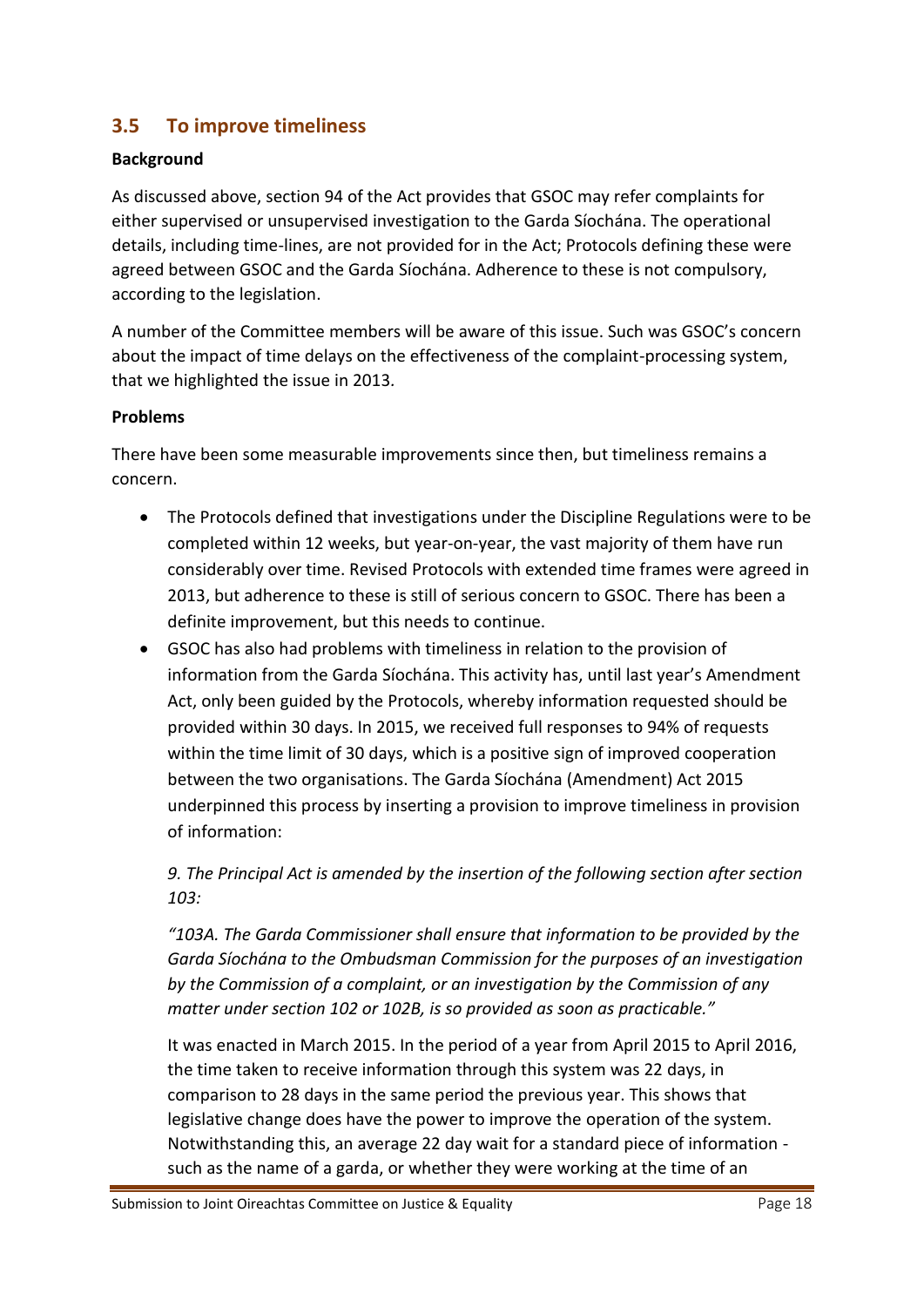## 3.5 To improve timeliness

**Background**

As discussed above, section 94 of the Act provides that GSOC may refer complaints for either supervised or unsupervised investigation to the Garda Síochána. The operational details, including time-lines, are not provided for in the Act; Protocols defining these were agreed between GSOC and the Garda Síochána. Adherence to these is not compulsory, according to the legislation.

A number of the Committee members will be aware of this issue. Such was GSOC's concern about the impact of time delays on the effectiveness of the complaint-processing system, that we highlighted the issue in 2013.

**Problems**

There have been some measurable improvements since then, but timeliness remains a concern.

- The Protocols defined that investigations under the Discipline Regulations were to be completed within 12 weeks, but year-on-year, the vast majority of them have run considerably over time. Revised Protocols with extended time frames were agreed in 2013, but adherence to these is still of serious concern to GSOC. There has been a definite improvement, but this needs to continue.
- GSOC has also had problems with timeliness in relation to the provision of information from the Garda Síochána. This activity has, until last year's Amendment Act, only been guided by the Protocols, whereby information requested should be provided within 30 days. In 2015, we received full responses to 94% of requests within the time limit of 30 days, which is a positive sign of improved cooperation between the two organisations. The Garda Síochána (Amendment) Act 2015 underpinned this process by inserting a provision to improve timeliness in provision of information:

  *9. The Principal Act is amended by the insertion of the following section after section 103:*

  *"103A. The Garda Commissioner shall ensure that information to be provided by the Garda Síochána to the Ombudsman Commission for the purposes of an investigation by the Commission of a complaint, or an investigation by the Commission of any matter under section 102 or 102B, is so provided as soon as practicable."*

  It was enacted in March 2015. In the period of a year from April 2015 to April 2016, the time taken to receive information through this system was 22 days, in comparison to 28 days in the same period the previous year. This shows that legislative change does have the power to improve the operation of the system. Notwithstanding this, an average 22 day wait for a standard piece of information - such as the name of a garda, or whether they were working at the time of an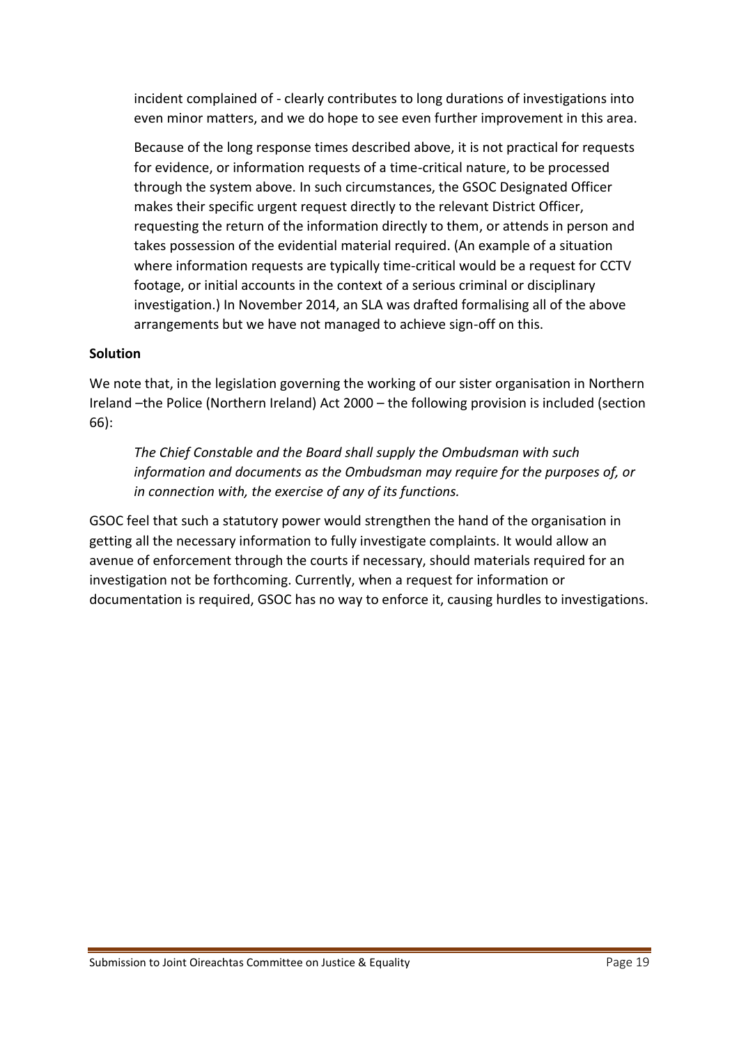incident complained of - clearly contributes to long durations of investigations into even minor matters, and we do hope to see even further improvement in this area.

Because of the long response times described above, it is not practical for requests for evidence, or information requests of a time-critical nature, to be processed through the system above. In such circumstances, the GSOC Designated Officer makes their specific urgent request directly to the relevant District Officer, requesting the return of the information directly to them, or attends in person and takes possession of the evidential material required. (An example of a situation where information requests are typically time-critical would be a request for CCTV footage, or initial accounts in the context of a serious criminal or disciplinary investigation.) In November 2014, an SLA was drafted formalising all of the above arrangements but we have not managed to achieve sign-off on this.

**Solution**

We note that, in the legislation governing the working of our sister organisation in Northern Ireland –the Police (Northern Ireland) Act 2000 – the following provision is included (section 66):

> *The Chief Constable and the Board shall supply the Ombudsman with such information and documents as the Ombudsman may require for the purposes of, or in connection with, the exercise of any of its functions.*

GSOC feel that such a statutory power would strengthen the hand of the organisation in getting all the necessary information to fully investigate complaints. It would allow an avenue of enforcement through the courts if necessary, should materials required for an investigation not be forthcoming. Currently, when a request for information or documentation is required, GSOC has no way to enforce it, causing hurdles to investigations.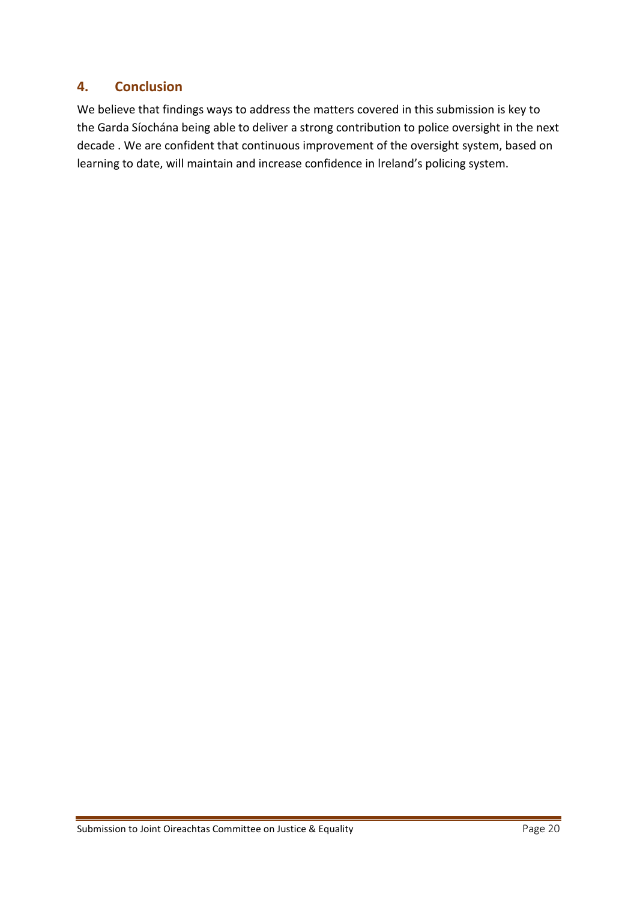## 4. Conclusion

We believe that findings ways to address the matters covered in this submission is key to the Garda Síochána being able to deliver a strong contribution to police oversight in the next decade . We are confident that continuous improvement of the oversight system, based on learning to date, will maintain and increase confidence in Ireland's policing system.